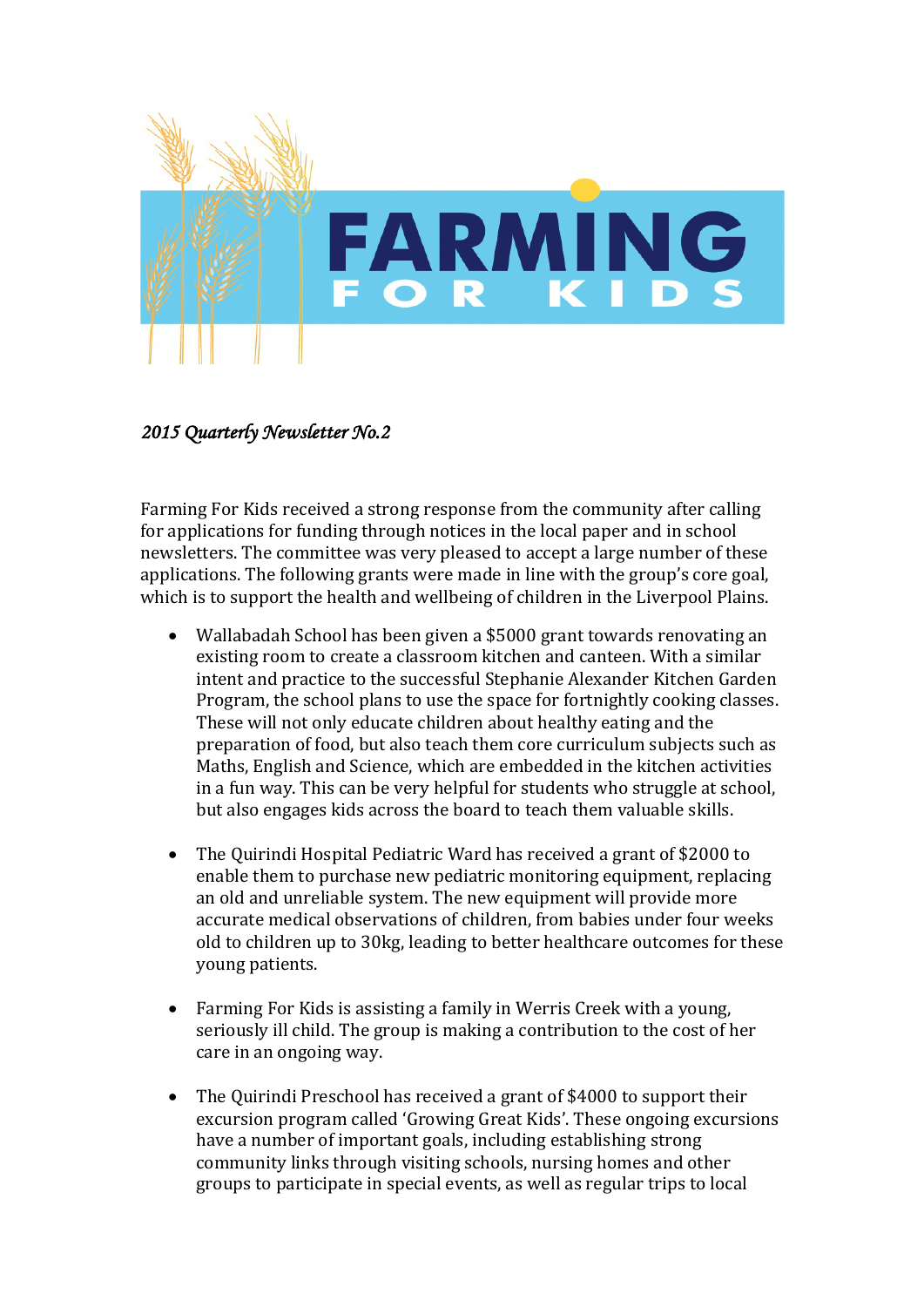# FARMING FOR KIDS

*2015 Quarterly Newsletter No.2*

Farming For Kids received a strong response from the community after calling for applications for funding through notices in the local paper and in school newsletters. The committee was very pleased to accept a large number of these applications. The following grants were made in line with the group's core goal, which is to support the health and wellbeing of children in the Liverpool Plains.

- Wallabadah School has been given a $5000 grant towards renovating an existing room to create a classroom kitchen and canteen. With a similar intent and practice to the successful Stephanie Alexander Kitchen Garden Program, the school plans to use the space for fortnightly cooking classes. These will not only educate children about healthy eating and the preparation of food, but also teach them core curriculum subjects such as Maths, English and Science, which are embedded in the kitchen activities in a fun way. This can be very helpful for students who struggle at school, but also engages kids across the board to teach them valuable skills.

- The Quirindi Hospital Pediatric Ward has received a grant of $2000 to enable them to purchase new pediatric monitoring equipment, replacing an old and unreliable system. The new equipment will provide more accurate medical observations of children, from babies under four weeks old to children up to 30kg, leading to better healthcare outcomes for these young patients.

- Farming For Kids is assisting a family in Werris Creek with a young, seriously ill child. The group is making a contribution to the cost of her care in an ongoing way.

- The Quirindi Preschool has received a grant of $4000 to support their excursion program called 'Growing Great Kids'. These ongoing excursions have a number of important goals, including establishing strong community links through visiting schools, nursing homes and other groups to participate in special events, as well as regular trips to local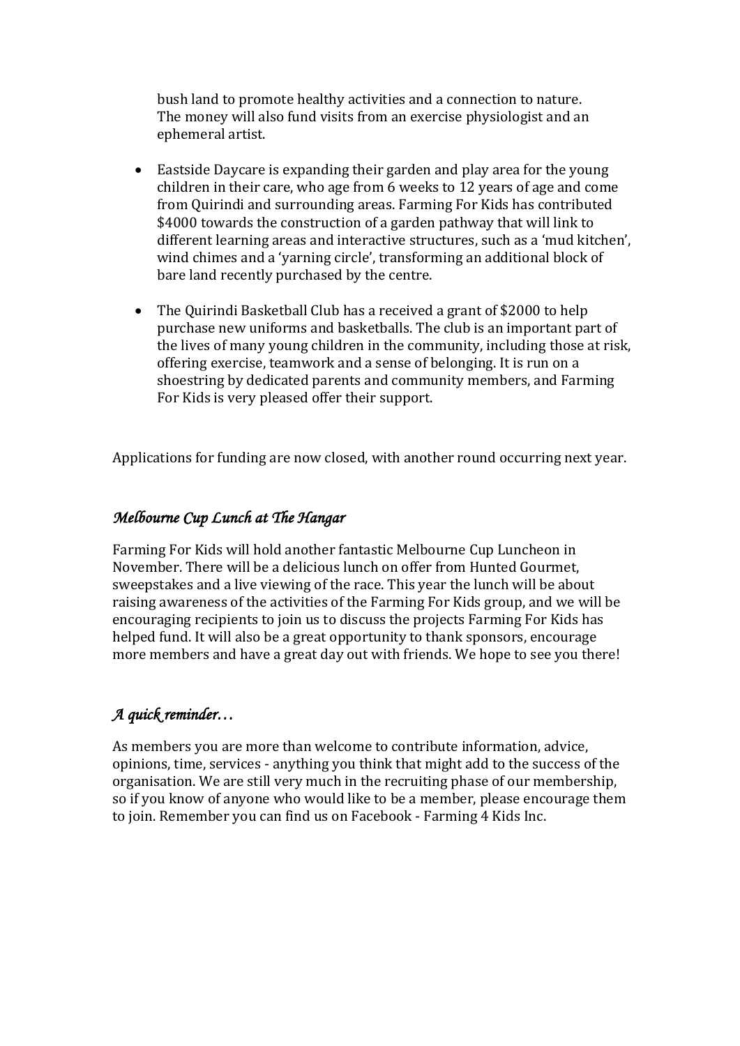bush land to promote healthy activities and a connection to nature. The money will also fund visits from an exercise physiologist and an ephemeral artist.

- Eastside Daycare is expanding their garden and play area for the young children in their care, who age from 6 weeks to 12 years of age and come from Quirindi and surrounding areas. Farming For Kids has contributed $4000 towards the construction of a garden pathway that will link to different learning areas and interactive structures, such as a 'mud kitchen', wind chimes and a 'yarning circle', transforming an additional block of bare land recently purchased by the centre.

- The Quirindi Basketball Club has a received a grant of $2000 to help purchase new uniforms and basketballs. The club is an important part of the lives of many young children in the community, including those at risk, offering exercise, teamwork and a sense of belonging. It is run on a shoestring by dedicated parents and community members, and Farming For Kids is very pleased offer their support.

Applications for funding are now closed, with another round occurring next year.

### *Melbourne Cup Lunch at The Hangar*

Farming For Kids will hold another fantastic Melbourne Cup Luncheon in November. There will be a delicious lunch on offer from Hunted Gourmet, sweepstakes and a live viewing of the race. This year the lunch will be about raising awareness of the activities of the Farming For Kids group, and we will be encouraging recipients to join us to discuss the projects Farming For Kids has helped fund. It will also be a great opportunity to thank sponsors, encourage more members and have a great day out with friends. We hope to see you there!

### *A quick reminder…*

As members you are more than welcome to contribute information, advice, opinions, time, services - anything you think that might add to the success of the organisation. We are still very much in the recruiting phase of our membership, so if you know of anyone who would like to be a member, please encourage them to join. Remember you can find us on Facebook - Farming 4 Kids Inc.